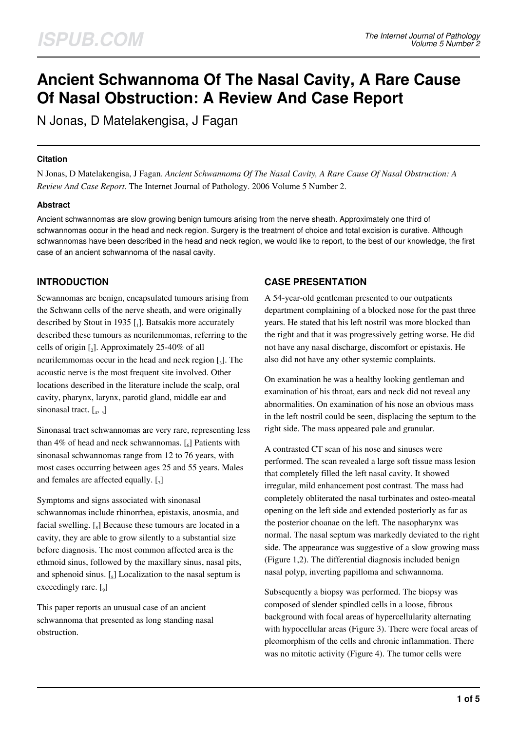# Ancient Schwannoma Of The Nasal Cavity, A Rare Cause Of Nasal Obstruction: A Review And Case Report

N Jonas, D Matelakengisa, J Fagan

### Citation

N Jonas, D Matelakengisa, J Fagan. *Ancient Schwannoma Of The Nasal Cavity, A Rare Cause Of Nasal Obstruction: A Review And Case Report*. The Internet Journal of Pathology. 2006 Volume 5 Number 2.

### Abstract

Ancient schwannomas are slow growing benign tumours arising from the nerve sheath. Approximately one third of schwannomas occur in the head and neck region. Surgery is the treatment of choice and total excision is curative. Although schwannomas have been described in the head and neck region, we would like to report, to the best of our knowledge, the first case of an ancient schwannoma of the nasal cavity.

## INTRODUCTION

Scwannomas are benign, encapsulated tumours arising from the Schwann cells of the nerve sheath, and were originally described by Stout in 1935 [1]. Batsakis more accurately described these tumours as neurilemmomas, referring to the cells of origin [2]. Approximately 25-40% of all neurilemmomas occur in the head and neck region [3]. The acoustic nerve is the most frequent site involved. Other locations described in the literature include the scalp, oral cavity, pharynx, larynx, parotid gland, middle ear and sinonasal tract. [4, 5]

Sinonasal tract schwannomas are very rare, representing less than 4% of head and neck schwannomas. [6] Patients with sinonasal schwannomas range from 12 to 76 years, with most cases occurring between ages 25 and 55 years. Males and females are affected equally. [7]

Symptoms and signs associated with sinonasal schwannomas include rhinorrhea, epistaxis, anosmia, and facial swelling. [8] Because these tumours are located in a cavity, they are able to grow silently to a substantial size before diagnosis. The most common affected area is the ethmoid sinus, followed by the maxillary sinus, nasal pits, and sphenoid sinus. [8] Localization to the nasal septum is exceedingly rare. [9]

This paper reports an unusual case of an ancient schwannoma that presented as long standing nasal obstruction.

## CASE PRESENTATION

A 54-year-old gentleman presented to our outpatients department complaining of a blocked nose for the past three years. He stated that his left nostril was more blocked than the right and that it was progressively getting worse. He did not have any nasal discharge, discomfort or epistaxis. He also did not have any other systemic complaints.

On examination he was a healthy looking gentleman and examination of his throat, ears and neck did not reveal any abnormalities. On examination of his nose an obvious mass in the left nostril could be seen, displacing the septum to the right side. The mass appeared pale and granular.

A contrasted CT scan of his nose and sinuses were performed. The scan revealed a large soft tissue mass lesion that completely filled the left nasal cavity. It showed irregular, mild enhancement post contrast. The mass had completely obliterated the nasal turbinates and osteo-meatal opening on the left side and extended posteriorly as far as the posterior choanae on the left. The nasopharynx was normal. The nasal septum was markedly deviated to the right side. The appearance was suggestive of a slow growing mass (Figure 1,2). The differential diagnosis included benign nasal polyp, inverting papilloma and schwannoma.

Subsequently a biopsy was performed. The biopsy was composed of slender spindled cells in a loose, fibrous background with focal areas of hypercellularity alternating with hypocellular areas (Figure 3). There were focal areas of pleomorphism of the cells and chronic inflammation. There was no mitotic activity (Figure 4). The tumor cells were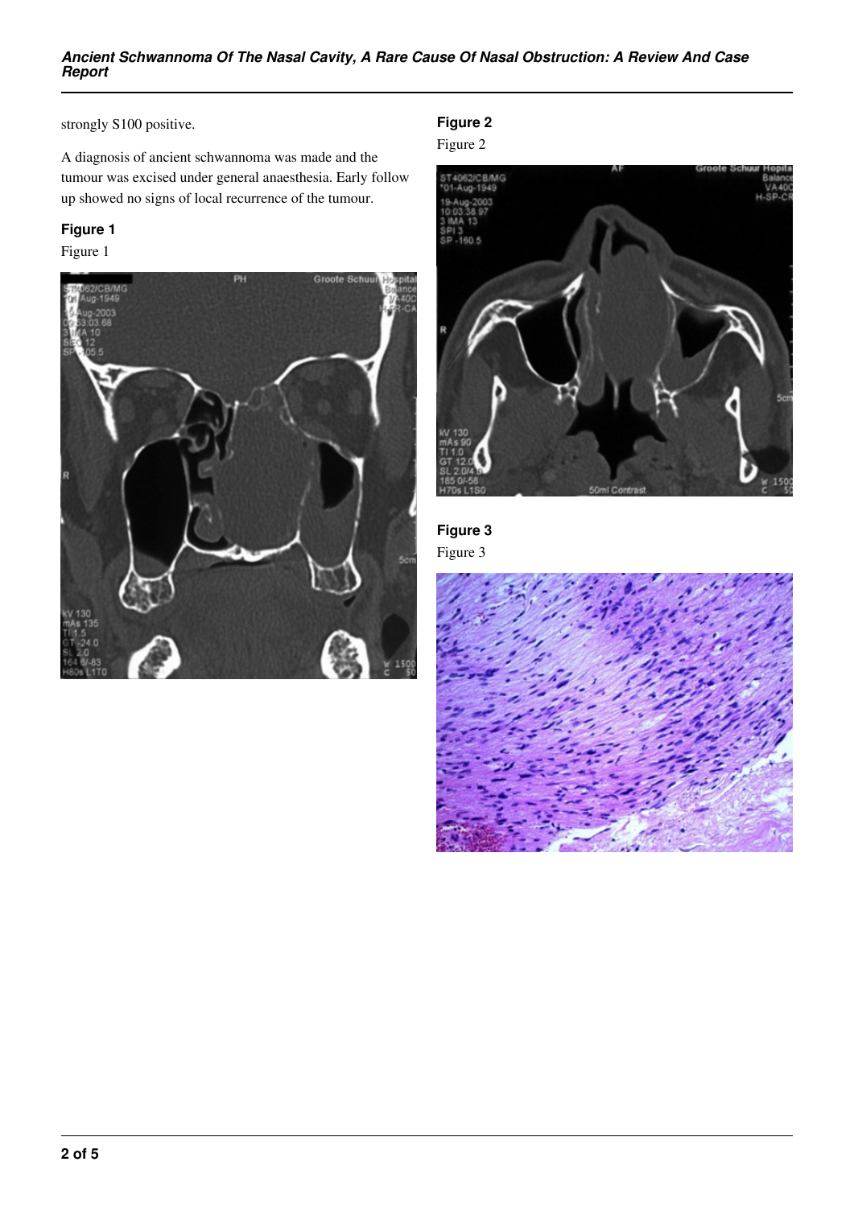strongly S100 positive.

A diagnosis of ancient schwannoma was made and the tumour was excised under general anaesthesia. Early follow up showed no signs of local recurrence of the tumour.

### Figure 1

Figure 1

### Figure 2

Figure 2

### Figure 3

Figure 3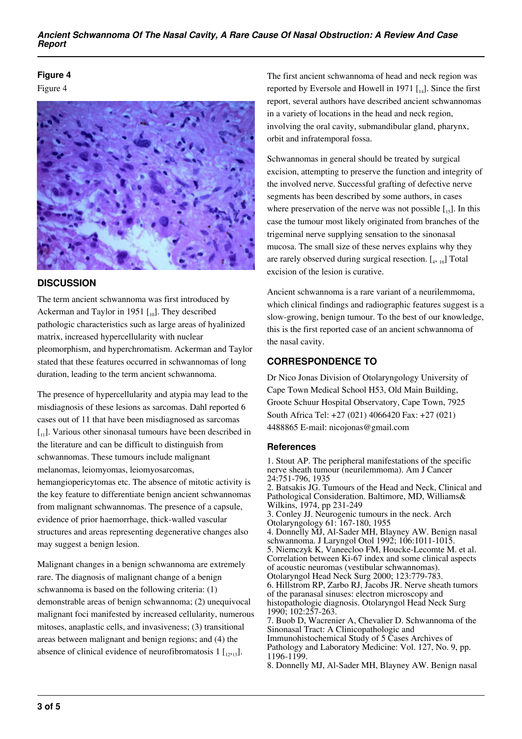## Figure 4

Figure 4

## DISCUSSION

The term ancient schwannoma was first introduced by Ackerman and Taylor in 1951 [10]. They described pathologic characteristics such as large areas of hyalinized matrix, increased hypercellularity with nuclear pleomorphism, and hyperchromatism. Ackerman and Taylor stated that these features occurred in schwannomas of long duration, leading to the term ancient schwannoma.

The presence of hypercellularity and atypia may lead to the misdiagnosis of these lesions as sarcomas. Dahl reported 6 cases out of 11 that have been misdiagnosed as sarcomas [11]. Various other sinonasal tumours have been described in the literature and can be difficult to distinguish from schwannomas. These tumours include malignant melanomas, leiomyomas, leiomyosarcomas, hemangiopericytomas etc. The absence of mitotic activity is the key feature to differentiate benign ancient schwannomas from malignant schwannomas. The presence of a capsule, evidence of prior haemorrhage, thick-walled vascular structures and areas representing degenerative changes also may suggest a benign lesion.

Malignant changes in a benign schwannoma are extremely rare. The diagnosis of malignant change of a benign schwannoma is based on the following criteria: (1) demonstrable areas of benign schwannoma; (2) unequivocal malignant foci manifested by increased cellularity, numerous mitoses, anaplastic cells, and invasiveness; (3) transitional areas between malignant and benign regions; and (4) the absence of clinical evidence of neurofibromatosis 1 [12,13].

The first ancient schwannoma of head and neck region was reported by Eversole and Howell in 1971 [14]. Since the first report, several authors have described ancient schwannomas in a variety of locations in the head and neck region, involving the oral cavity, submandibular gland, pharynx, orbit and infratemporal fossa.

Schwannomas in general should be treated by surgical excision, attempting to preserve the function and integrity of the involved nerve. Successful grafting of defective nerve segments has been described by some authors, in cases where preservation of the nerve was not possible [15]. In this case the tumour most likely originated from branches of the trigeminal nerve supplying sensation to the sinonasal mucosa. The small size of these nerves explains why they are rarely observed during surgical resection. [4, 16] Total excision of the lesion is curative.

Ancient schwannoma is a rare variant of a neurilemmoma, which clinical findings and radiographic features suggest is a slow-growing, benign tumour. To the best of our knowledge, this is the first reported case of an ancient schwannoma of the nasal cavity.

## CORRESPONDENCE TO

Dr Nico Jonas Division of Otolaryngology University of Cape Town Medical School H53, Old Main Building, Groote Schuur Hospital Observatory, Cape Town, 7925 South Africa Tel: +27 (021) 4066420 Fax: +27 (021) 4488865 E-mail: nicojonas@gmail.com

### References

1. Stout AP. The peripheral manifestations of the specific nerve sheath tumour (neurilemmoma). Am J Cancer 24:751-796, 1935
2. Batsakis JG. Tumours of the Head and Neck, Clinical and Pathological Consideration. Baltimore, MD, Williams& Wilkins, 1974, pp 231-249
3. Conley JJ. Neurogenic tumours in the neck. Arch Otolaryngology 61: 167-180, 1955
4. Donnelly MJ, Al-Sader MH, Blayney AW. Benign nasal schwannoma. J Laryngol Otol 1992; 106:1011-1015.
5. Niemczyk K, Vaneecloo FM, Houcke-Lecomte M. et al. Correlation between Ki-67 index and some clinical aspects of acoustic neuromas (vestibular schwannomas). Otolaryngol Head Neck Surg 2000; 123:779-783.
6. Hillstrom RP, Zarbo RJ, Jacobs JR. Nerve sheath tumors of the paranasal sinuses: electron microscopy and histopathologic diagnosis. Otolaryngol Head Neck Surg 1990; 102:257-263.
7. Buob D, Wacrenier A, Chevalier D. Schwannoma of the Sinonasal Tract: A Clinicopathologic and Immunohistochemical Study of 5 Cases Archives of Pathology and Laboratory Medicine: Vol. 127, No. 9, pp. 1196-1199.
8. Donnelly MJ, Al-Sader MH, Blayney AW. Benign nasal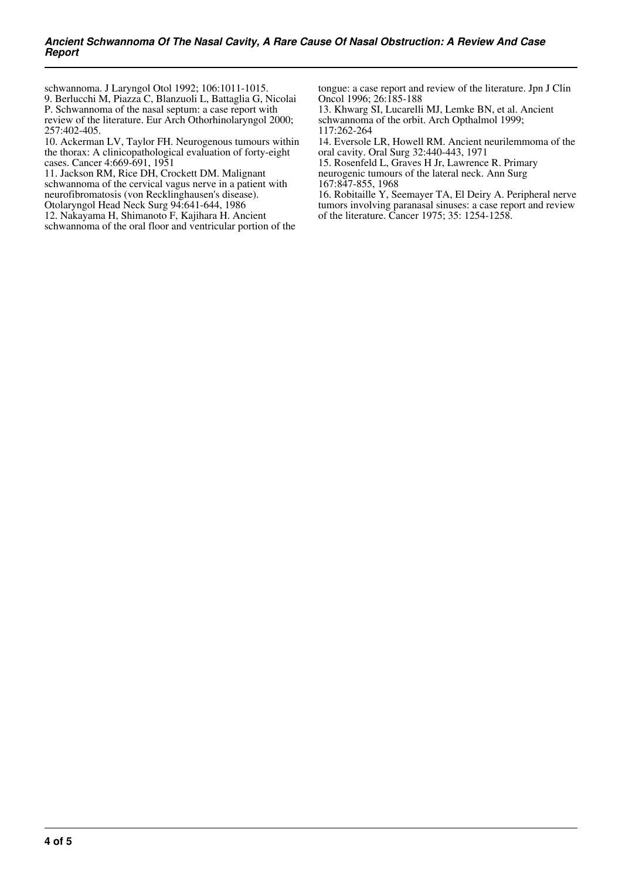schwannoma. J Laryngol Otol 1992; 106:1011-1015.

9. Berlucchi M, Piazza C, Blanzuoli L, Battaglia G, Nicolai P. Schwannoma of the nasal septum: a case report with review of the literature. Eur Arch Othorhinolaryngol 2000; 257:402-405.

10. Ackerman LV, Taylor FH. Neurogenous tumours within the thorax: A clinicopathological evaluation of forty-eight cases. Cancer 4:669-691, 1951

11. Jackson RM, Rice DH, Crockett DM. Malignant schwannoma of the cervical vagus nerve in a patient with neurofibromatosis (von Recklinghausen's disease). Otolaryngol Head Neck Surg 94:641-644, 1986

12. Nakayama H, Shimanoto F, Kajihara H. Ancient schwannoma of the oral floor and ventricular portion of the tongue: a case report and review of the literature. Jpn J Clin Oncol 1996; 26:185-188

13. Khwarg SI, Lucarelli MJ, Lemke BN, et al. Ancient schwannoma of the orbit. Arch Opthalmol 1999; 117:262-264

14. Eversole LR, Howell RM. Ancient neurilemmoma of the oral cavity. Oral Surg 32:440-443, 1971

15. Rosenfeld L, Graves H Jr, Lawrence R. Primary neurogenic tumours of the lateral neck. Ann Surg 167:847-855, 1968

16. Robitaille Y, Seemayer TA, El Deiry A. Peripheral nerve tumors involving paranasal sinuses: a case report and review of the literature. Cancer 1975; 35: 1254-1258.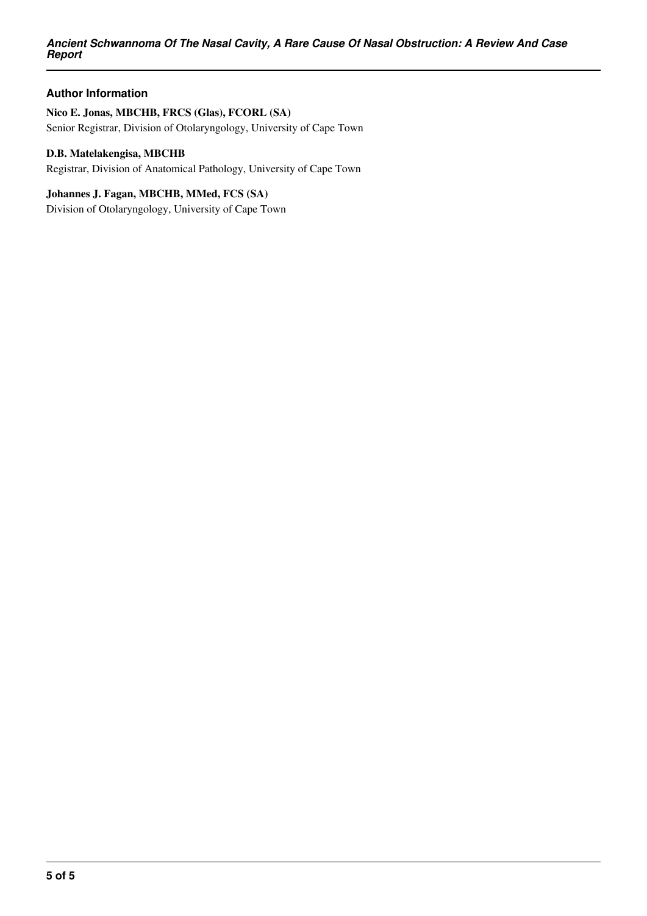## Author Information

**Nico E. Jonas, MBCHB, FRCS (Glas), FCORL (SA)**
Senior Registrar, Division of Otolaryngology, University of Cape Town

**D.B. Matelakengisa, MBCHB**
Registrar, Division of Anatomical Pathology, University of Cape Town

**Johannes J. Fagan, MBCHB, MMed, FCS (SA)**
Division of Otolaryngology, University of Cape Town